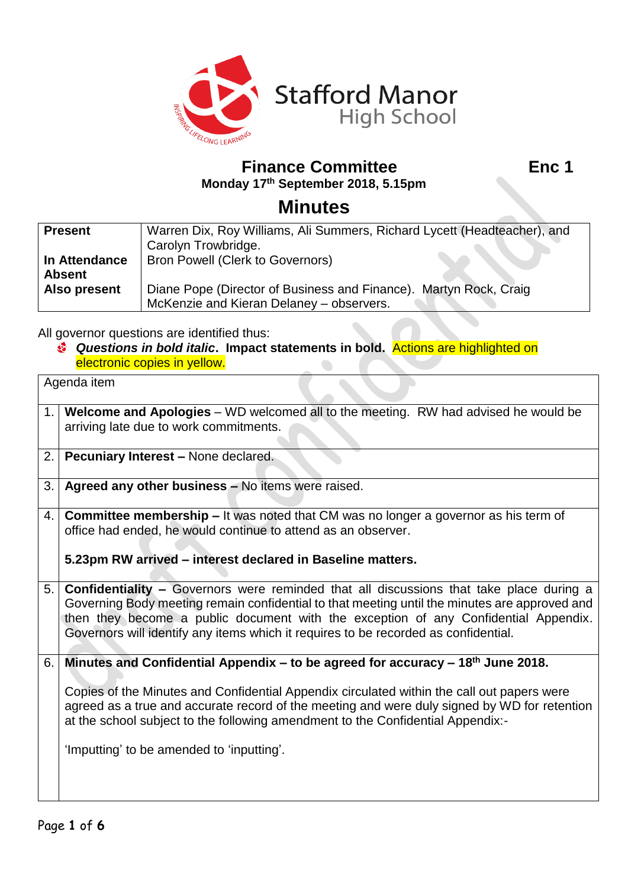Stafford Manor High School

INSPIRING LIFELONG LEARNING

# Finance Committee

**Enc 1**

**Monday 17th September 2018, 5.15pm**

## Minutes

| | |
|---|---|
| **Present** | Warren Dix, Roy Williams, Ali Summers, Richard Lycett (Headteacher), and Carolyn Trowbridge. |
| **In Attendance** | Bron Powell (Clerk to Governors) |
| **Absent** | |
| **Also present** | Diane Pope (Director of Business and Finance). Martyn Rock, Craig McKenzie and Kieran Delaney – observers. |

All governor questions are identified thus:

- ***Questions in bold italic*. Impact statements in bold.** Actions are highlighted on electronic copies in yellow.

| Agenda item | |
|---|---|
| 1. | **Welcome and Apologies** – WD welcomed all to the meeting. RW had advised he would be arriving late due to work commitments. |
| 2. | **Pecuniary Interest –** None declared. |
| 3. | **Agreed any other business –** No items were raised. |
| 4. | **Committee membership –** It was noted that CM was no longer a governor as his term of office had ended, he would continue to attend as an observer.<br><br>**5.23pm RW arrived – interest declared in Baseline matters.** |
| 5. | **Confidentiality –** Governors were reminded that all discussions that take place during a Governing Body meeting remain confidential to that meeting until the minutes are approved and then they become a public document with the exception of any Confidential Appendix. Governors will identify any items which it requires to be recorded as confidential. |
| 6. | **Minutes and Confidential Appendix – to be agreed for accuracy – 18th June 2018.**<br><br>Copies of the Minutes and Confidential Appendix circulated within the call out papers were agreed as a true and accurate record of the meeting and were duly signed by WD for retention at the school subject to the following amendment to the Confidential Appendix:-<br><br>'Imputting' to be amended to 'inputting'. |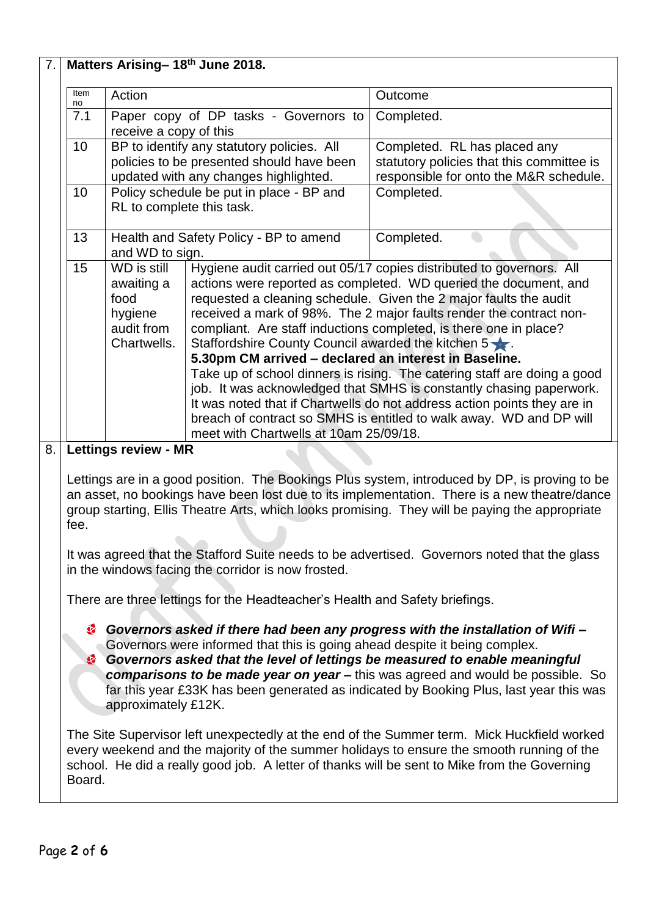## 7. Matters Arising– 18th June 2018.

| Item no | Action | Outcome |
|---|---|---|
| 7.1 | Paper copy of DP tasks - Governors to receive a copy of this | Completed. |
| 10 | BP to identify any statutory policies. All policies to be presented should have been updated with any changes highlighted. | Completed. RL has placed any statutory policies that this committee is responsible for onto the M&R schedule. |
| 10 | Policy schedule be put in place - BP and RL to complete this task. | Completed. |
| 13 | Health and Safety Policy - BP to amend and WD to sign. | Completed. |
| 15 | WD is still awaiting a food hygiene audit from Chartwells. | Hygiene audit carried out 05/17 copies distributed to governors. All actions were reported as completed. WD queried the document, and requested a cleaning schedule. Given the 2 major faults the audit received a mark of 98%. The 2 major faults render the contract non-compliant. Are staff inductions completed, is there one in place? Staffordshire County Council awarded the kitchen 5 ★. **5.30pm CM arrived – declared an interest in Baseline.** Take up of school dinners is rising. The catering staff are doing a good job. It was acknowledged that SMHS is constantly chasing paperwork. It was noted that if Chartwells do not address action points they are in breach of contract so SMHS is entitled to walk away. WD and DP will meet with Chartwells at 10am 25/09/18. |

## 8. Lettings review - MR

Lettings are in a good position. The Bookings Plus system, introduced by DP, is proving to be an asset, no bookings have been lost due to its implementation. There is a new theatre/dance group starting, Ellis Theatre Arts, which looks promising. They will be paying the appropriate fee.

It was agreed that the Stafford Suite needs to be advertised. Governors noted that the glass in the windows facing the corridor is now frosted.

There are three lettings for the Headteacher's Health and Safety briefings.

- ***Governors asked if there had been any progress with the installation of Wifi –*** Governors were informed that this is going ahead despite it being complex.
- ***Governors asked that the level of lettings be measured to enable meaningful comparisons to be made year on year –*** this was agreed and would be possible. So far this year £33K has been generated as indicated by Booking Plus, last year this was approximately £12K.

The Site Supervisor left unexpectedly at the end of the Summer term. Mick Huckfield worked every weekend and the majority of the summer holidays to ensure the smooth running of the school. He did a really good job. A letter of thanks will be sent to Mike from the Governing Board.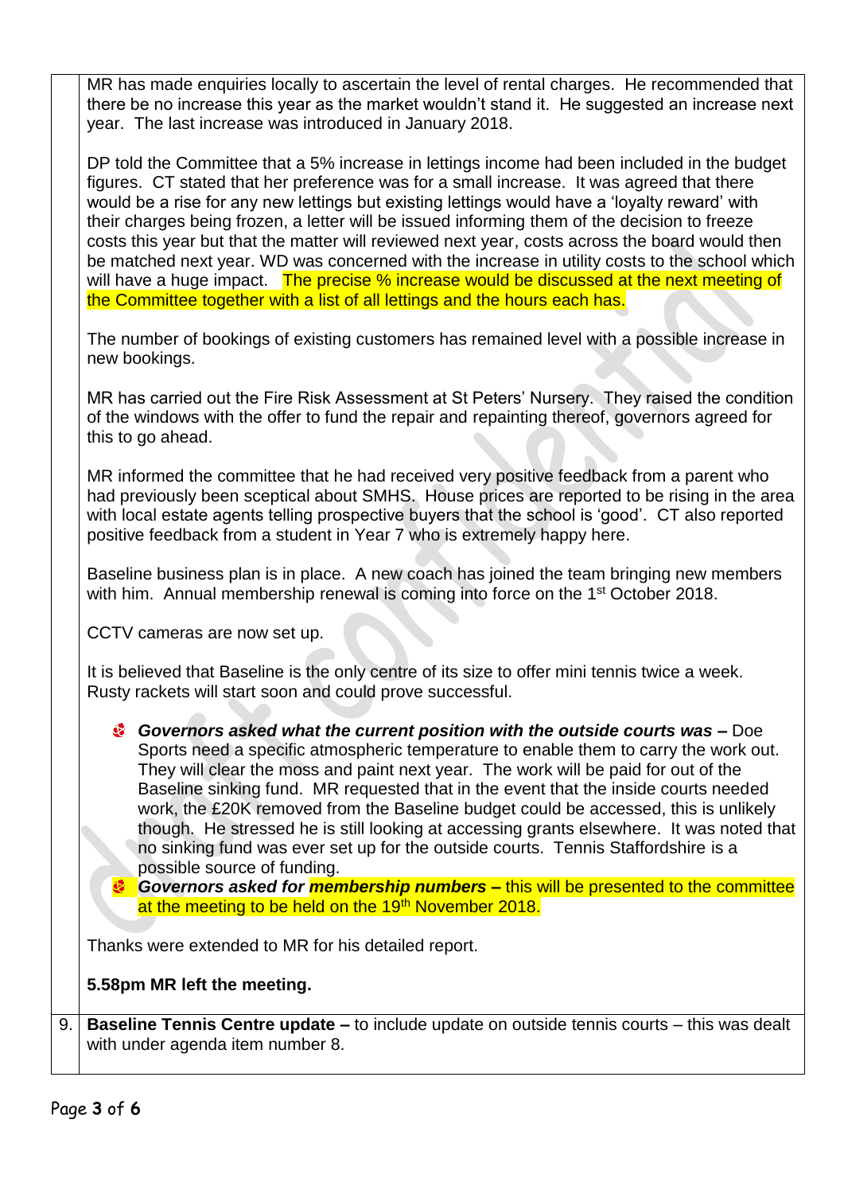| | |
|---|---|
| | MR has made enquiries locally to ascertain the level of rental charges. He recommended that there be no increase this year as the market wouldn't stand it. He suggested an increase next year. The last increase was introduced in January 2018.<br><br>DP told the Committee that a 5% increase in lettings income had been included in the budget figures. CT stated that her preference was for a small increase. It was agreed that there would be a rise for any new lettings but existing lettings would have a 'loyalty reward' with their charges being frozen, a letter will be issued informing them of the decision to freeze costs this year but that the matter will reviewed next year, costs across the board would then be matched next year. WD was concerned with the increase in utility costs to the school which will have a huge impact. The precise % increase would be discussed at the next meeting of the Committee together with a list of all lettings and the hours each has.<br><br>The number of bookings of existing customers has remained level with a possible increase in new bookings.<br><br>MR has carried out the Fire Risk Assessment at St Peters' Nursery. They raised the condition of the windows with the offer to fund the repair and repainting thereof, governors agreed for this to go ahead.<br><br>MR informed the committee that he had received very positive feedback from a parent who had previously been sceptical about SMHS. House prices are reported to be rising in the area with local estate agents telling prospective buyers that the school is 'good'. CT also reported positive feedback from a student in Year 7 who is extremely happy here.<br><br>Baseline business plan is in place. A new coach has joined the team bringing new members with him. Annual membership renewal is coming into force on the 1st October 2018.<br><br>CCTV cameras are now set up.<br><br>It is believed that Baseline is the only centre of its size to offer mini tennis twice a week. Rusty rackets will start soon and could prove successful.<br><br>- ***Governors asked what the current position with the outside courts was –*** Doe Sports need a specific atmospheric temperature to enable them to carry the work out. They will clear the moss and paint next year. The work will be paid for out of the Baseline sinking fund. MR requested that in the event that the inside courts needed work, the £20K removed from the Baseline budget could be accessed, this is unlikely though. He stressed he is still looking at accessing grants elsewhere. It was noted that no sinking fund was ever set up for the outside courts. Tennis Staffordshire is a possible source of funding.<br>- ***Governors asked for membership numbers –*** this will be presented to the committee at the meeting to be held on the 19th November 2018.<br><br>Thanks were extended to MR for his detailed report.<br><br>**5.58pm MR left the meeting.** |
| 9. | **Baseline Tennis Centre update –** to include update on outside tennis courts – this was dealt with under agenda item number 8. |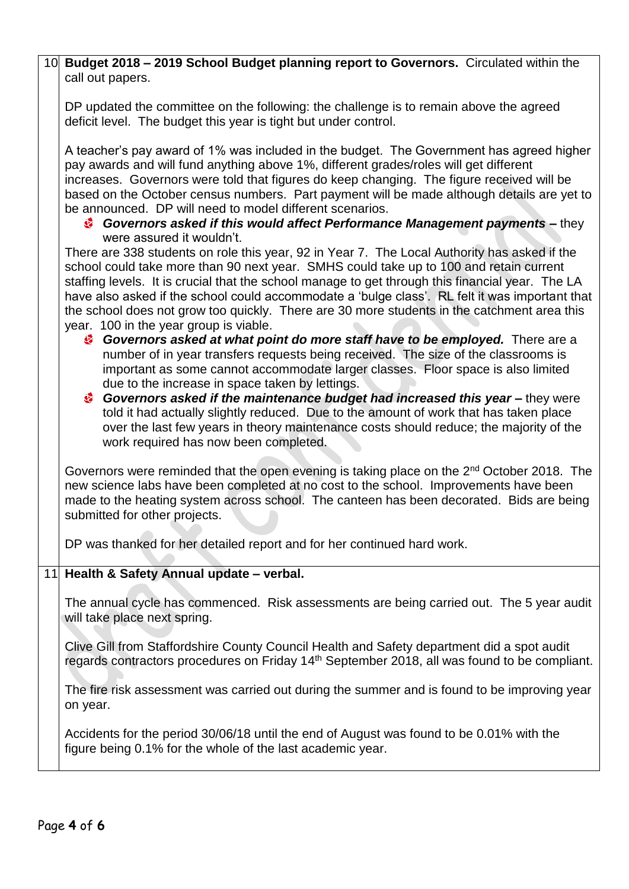| | |
|---|---|
| 10 | **Budget 2018 – 2019 School Budget planning report to Governors.** Circulated within the call out papers.<br><br>DP updated the committee on the following: the challenge is to remain above the agreed deficit level. The budget this year is tight but under control.<br><br>A teacher's pay award of 1% was included in the budget. The Government has agreed higher pay awards and will fund anything above 1%, different grades/roles will get different increases. Governors were told that figures do keep changing. The figure received will be based on the October census numbers. Part payment will be made although details are yet to be announced. DP will need to model different scenarios.<br>- ***Governors asked if this would affect Performance Management payments*** **–** they were assured it wouldn't.<br><br>There are 338 students on role this year, 92 in Year 7. The Local Authority has asked if the school could take more than 90 next year. SMHS could take up to 100 and retain current staffing levels. It is crucial that the school manage to get through this financial year. The LA have also asked if the school could accommodate a 'bulge class'. RL felt it was important that the school does not grow too quickly. There are 30 more students in the catchment area this year. 100 in the year group is viable.<br>- ***Governors asked at what point do more staff have to be employed.*** There are a number of in year transfers requests being received. The size of the classrooms is important as some cannot accommodate larger classes. Floor space is also limited due to the increase in space taken by lettings.<br>- ***Governors asked if the maintenance budget had increased this year*** **–** they were told it had actually slightly reduced. Due to the amount of work that has taken place over the last few years in theory maintenance costs should reduce; the majority of the work required has now been completed.<br><br>Governors were reminded that the open evening is taking place on the 2nd October 2018. The new science labs have been completed at no cost to the school. Improvements have been made to the heating system across school. The canteen has been decorated. Bids are being submitted for other projects.<br><br>DP was thanked for her detailed report and for her continued hard work. |
| 11 | **Health & Safety Annual update – verbal.**<br><br>The annual cycle has commenced. Risk assessments are being carried out. The 5 year audit will take place next spring.<br><br>Clive Gill from Staffordshire County Council Health and Safety department did a spot audit regards contractors procedures on Friday 14th September 2018, all was found to be compliant.<br><br>The fire risk assessment was carried out during the summer and is found to be improving year on year.<br><br>Accidents for the period 30/06/18 until the end of August was found to be 0.01% with the figure being 0.1% for the whole of the last academic year. |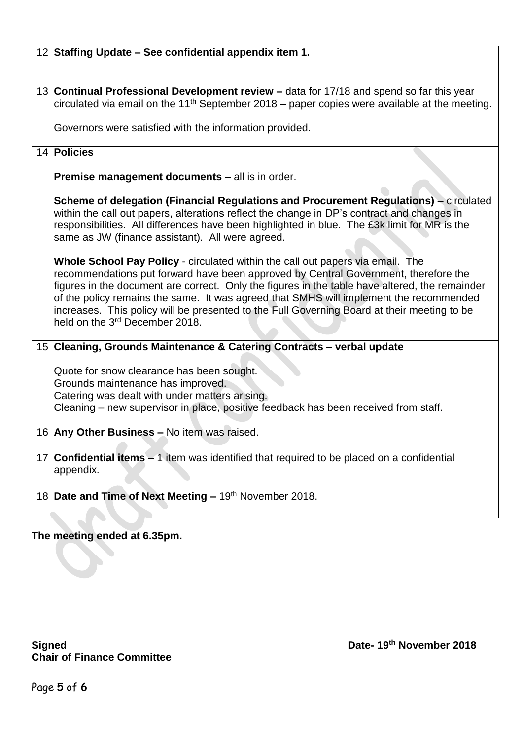| | |
|---|---|
| 12 | **Staffing Update – See confidential appendix item 1.** |
| 13 | **Continual Professional Development review –** data for 17/18 and spend so far this year circulated via email on the 11th September 2018 – paper copies were available at the meeting.<br><br>Governors were satisfied with the information provided. |
| 14 | **Policies**<br><br>**Premise management documents –** all is in order.<br><br>**Scheme of delegation (Financial Regulations and Procurement Regulations)** – circulated within the call out papers, alterations reflect the change in DP's contract and changes in responsibilities. All differences have been highlighted in blue. The £3k limit for MR is the same as JW (finance assistant). All were agreed.<br><br>**Whole School Pay Policy** - circulated within the call out papers via email. The recommendations put forward have been approved by Central Government, therefore the figures in the document are correct. Only the figures in the table have altered, the remainder of the policy remains the same. It was agreed that SMHS will implement the recommended increases. This policy will be presented to the Full Governing Board at their meeting to be held on the 3rd December 2018. |
| 15 | **Cleaning, Grounds Maintenance & Catering Contracts – verbal update**<br><br>Quote for snow clearance has been sought.<br>Grounds maintenance has improved.<br>Catering was dealt with under matters arising.<br>Cleaning – new supervisor in place, positive feedback has been received from staff. |
| 16 | **Any Other Business –** No item was raised. |
| 17 | **Confidential items –** 1 item was identified that required to be placed on a confidential appendix. |
| 18 | **Date and Time of Next Meeting –** 19th November 2018. |

**The meeting ended at 6.35pm.**

**Signed** **Date- 19th November 2018**
**Chair of Finance Committee**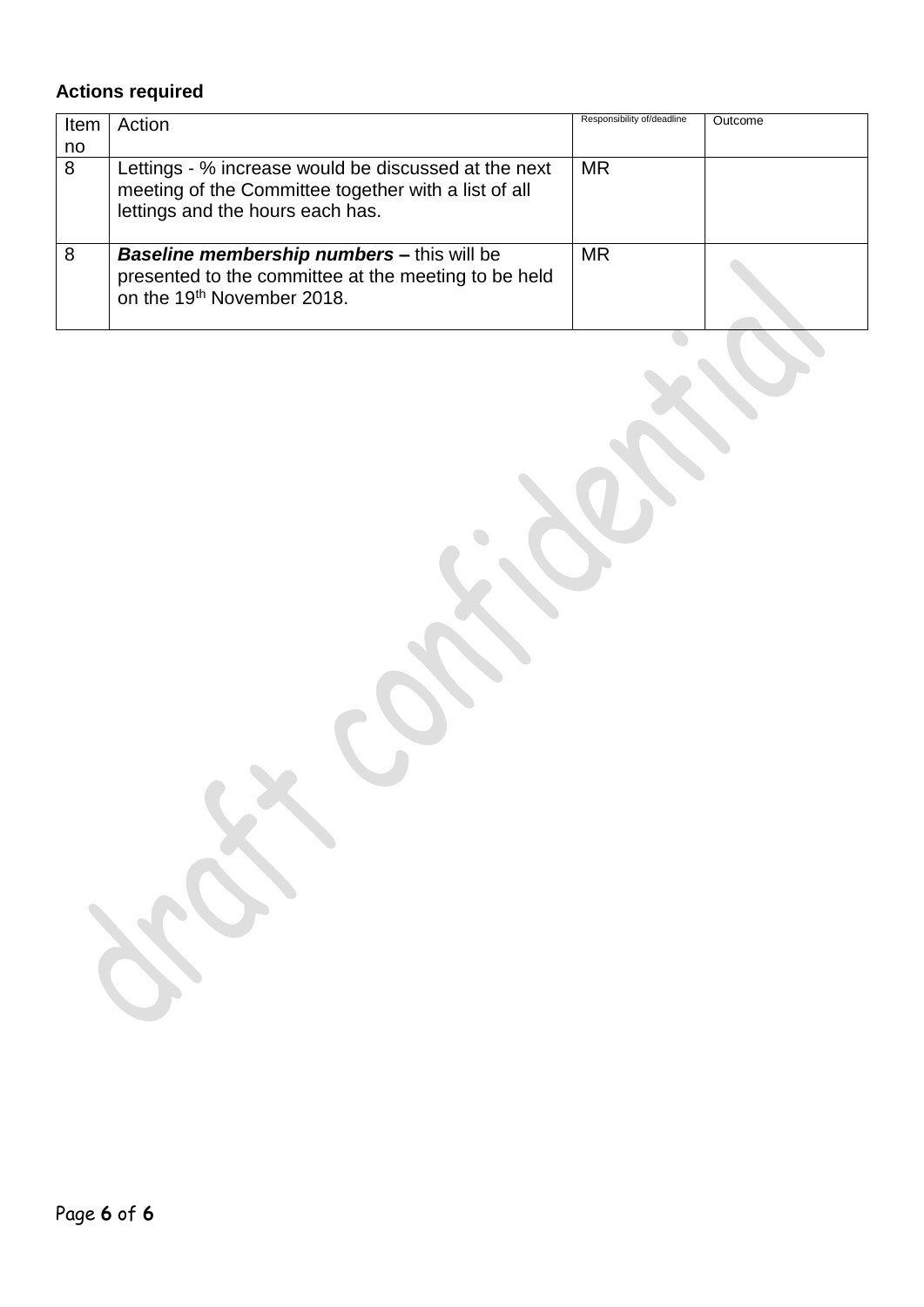**Actions required**

| Item no | Action | Responsibility of/deadline | Outcome |
|---|---|---|---|
| 8 | Lettings - % increase would be discussed at the next meeting of the Committee together with a list of all lettings and the hours each has. | MR | |
| 8 | ***Baseline membership numbers –*** this will be presented to the committee at the meeting to be held on the 19th November 2018. | MR | |